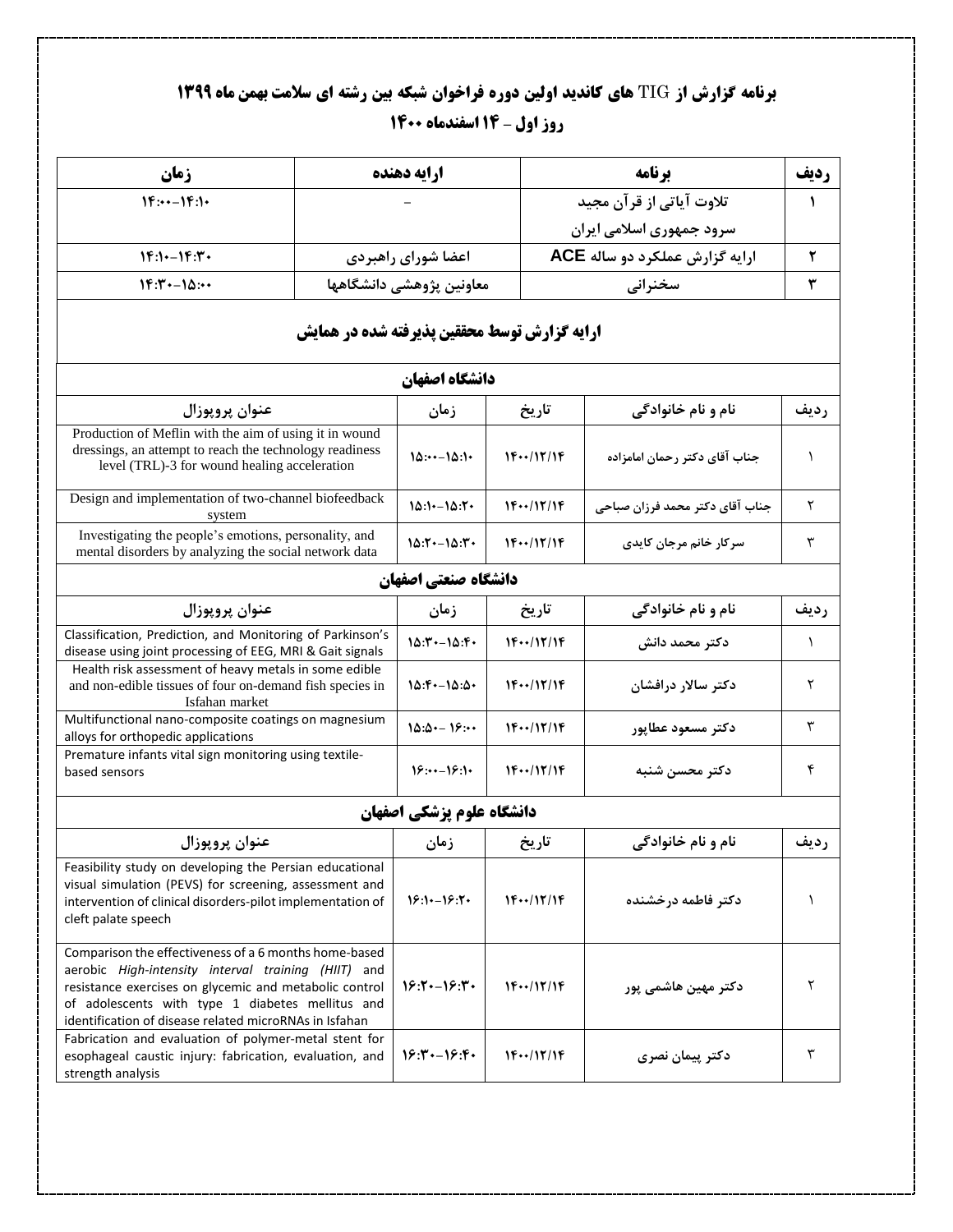# برنامه گزارش از TIG های کاندید اولین دوره فراخوان شبکه بین رشته ای سلامت بهمن ماه ۱۳۹۹

## روز اول - ۱۴ اسفندماه ۱۴۰۰

| ردیف | برنامه | ارایه دهنده | زمان |
|---|---|---|---|
| ۱ | تلاوت آیاتی از قرآن مجید<br>سرود جمهوری اسلامی ایران | – | ۱۴:۰۰-۱۴:۱۰ |
| ۲ | ارایه گزارش عملکرد دو ساله ACE | اعضا شورای راهبردی | ۱۴:۱۰-۱۴:۳۰ |
| ۳ | سخنرانی | معاونین پژوهشی دانشگاهها | ۱۴:۳۰-۱۵:۰۰ |

## ارایه گزارش توسط محققین پذیرفته شده در همایش

### دانشگاه اصفهان

| ردیف | نام و نام خانوادگی | تاریخ | زمان | عنوان پروپوزال |
|---|---|---|---|---|
| ۱ | جناب آقای دکتر رحمان امامزاده | ۱۴۰۰/۱۲/۱۴ | ۱۵:۰۰-۱۵:۱۰ | Production of Meflin with the aim of using it in wound dressings, an attempt to reach the technology readiness level (TRL)-3 for wound healing acceleration |
| ۲ | جناب آقای دکتر محمد فرزان صباحی | ۱۴۰۰/۱۲/۱۴ | ۱۵:۱۰-۱۵:۲۰ | Design and implementation of two-channel biofeedback system |
| ۳ | سرکار خانم مرجان کایدی | ۱۴۰۰/۱۲/۱۴ | ۱۵:۲۰-۱۵:۳۰ | Investigating the people's emotions, personality, and mental disorders by analyzing the social network data |

### دانشگاه صنعتی اصفهان

| ردیف | نام و نام خانوادگی | تاریخ | زمان | عنوان پروپوزال |
|---|---|---|---|---|
| ۱ | دکتر محمد دانش | ۱۴۰۰/۱۲/۱۴ | ۱۵:۳۰-۱۵:۴۰ | Classification, Prediction, and Monitoring of Parkinson's disease using joint processing of EEG, MRI & Gait signals |
| ۲ | دکتر سالار درافشان | ۱۴۰۰/۱۲/۱۴ | ۱۵:۴۰-۱۵:۵۰ | Health risk assessment of heavy metals in some edible and non-edible tissues of four on-demand fish species in Isfahan market |
| ۳ | دکتر مسعود عطاپور | ۱۴۰۰/۱۲/۱۴ | ۱۵:۵۰- ۱۶:۰۰ | Multifunctional nano-composite coatings on magnesium alloys for orthopedic applications |
| ۴ | دکتر محسن شنبه | ۱۴۰۰/۱۲/۱۴ | ۱۶:۰۰-۱۶:۱۰ | Premature infants vital sign monitoring using textile-based sensors |

### دانشگاه علوم پزشکی اصفهان

| ردیف | نام و نام خانوادگی | تاریخ | زمان | عنوان پروپوزال |
|---|---|---|---|---|
| ۱ | دکتر فاطمه درخشنده | ۱۴۰۰/۱۲/۱۴ | ۱۶:۱۰-۱۶:۲۰ | Feasibility study on developing the Persian educational visual simulation (PEVS) for screening, assessment and intervention of clinical disorders-pilot implementation of cleft palate speech |
| ۲ | دکتر مهین هاشمی پور | ۱۴۰۰/۱۲/۱۴ | ۱۶:۲۰-۱۶:۳۰ | Comparison the effectiveness of a 6 months home-based aerobic *High-intensity interval training (HIIT)* and resistance exercises on glycemic and metabolic control of adolescents with type 1 diabetes mellitus and identification of disease related microRNAs in Isfahan |
| ۳ | دکتر پیمان نصری | ۱۴۰۰/۱۲/۱۴ | ۱۶:۳۰-۱۶:۴۰ | Fabrication and evaluation of polymer-metal stent for esophageal caustic injury: fabrication, evaluation, and strength analysis |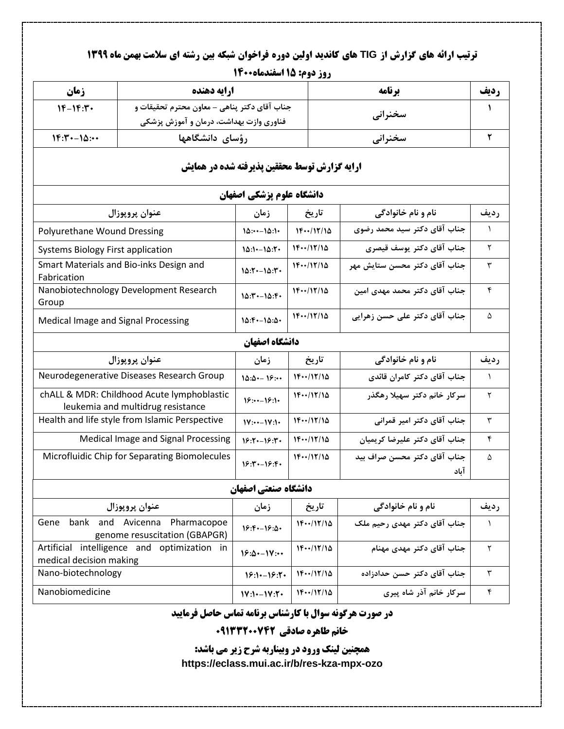## ترتیب ارائه های گزارش از TIG های کاندید اولین دوره فراخوان شبکه بین رشته ای سلامت بهمن ماه ۱۳۹۹

### روز دوم: ۱۵ اسفندماه۱۴۰۰

| ردیف | برنامه | ارایه دهنده | زمان |
|---|---|---|---|
| ۱ | سخنرانی | جناب آقای دکتر پناهی – معاون محترم تحقیقات و فناوری وازت بهداشت، درمان و آموزش پزشکی | ۱۴-۱۴:۳۰ |
| ۲ | سخنرانی | رؤسای دانشگاهها | ۱۴:۳۰-۱۵:۰۰ |

### ارایه گزارش توسط محققین پذیرفته شده در همایش

#### دانشگاه علوم پزشکی اصفهان

| ردیف | نام و نام خانوادگی | تاریخ | زمان | عنوان پروپوزال |
|---|---|---|---|---|
| ۱ | جناب آقای دکتر سید محمد رضوی | ۱۴۰۰/۱۲/۱۵ | ۱۵:۰۰-۱۵:۱۰ | Polyurethane Wound Dressing |
| ۲ | جناب آقای دکتر یوسف قیصری | ۱۴۰۰/۱۲/۱۵ | ۱۵:۱۰-۱۵:۲۰ | Systems Biology First application |
| ۳ | جناب آقای دکتر محسن ستایش مهر | ۱۴۰۰/۱۲/۱۵ | ۱۵:۲۰-۱۵:۳۰ | Smart Materials and Bio-inks Design and Fabrication |
| ۴ | جناب آقای دکتر محمد مهدی امین | ۱۴۰۰/۱۲/۱۵ | ۱۵:۳۰-۱۵:۴۰ | Nanobiotechnology Development Research Group |
| ۵ | جناب آقای دکتر علی حسن زهرایی | ۱۴۰۰/۱۲/۱۵ | ۱۵:۴۰-۱۵:۵۰ | Medical Image and Signal Processing |

#### دانشگاه اصفهان

| ردیف | نام و نام خانوادگی | تاریخ | زمان | عنوان پروپوزال |
|---|---|---|---|---|
| ۱ | جناب آقای دکتر کامران قائدی | ۱۴۰۰/۱۲/۱۵ | ۱۵:۵۰- ۱۶:۰۰ | Neurodegenerative Diseases Research Group |
| ۲ | سرکار خانم دکتر سهیلا رهگذر | ۱۴۰۰/۱۲/۱۵ | ۱۶:۰۰-۱۶:۱۰ | chALL & MDR: Childhood Acute lymphoblastic leukemia and multidrug resistance |
| ۳ | جناب آقای دکتر امیر قمرانی | ۱۴۰۰/۱۲/۱۵ | ۱۷:۰۰-۱۷:۱۰ | Health and life style from Islamic Perspective |
| ۴ | جناب آقای دکتر علیرضا کریمیان | ۱۴۰۰/۱۲/۱۵ | ۱۶:۲۰-۱۶:۳۰ | Medical Image and Signal Processing |
| ۵ | جناب آقای دکتر محسن صراف بید آباد | ۱۴۰۰/۱۲/۱۵ | ۱۶:۳۰-۱۶:۴۰ | Microfluidic Chip for Separating Biomolecules |

#### دانشگاه صنعتی اصفهان

| ردیف | نام و نام خانوادگی | تاریخ | زمان | عنوان پروپوزال |
|---|---|---|---|---|
| ۱ | جناب آقای دکتر مهدی رحیم ملک | ۱۴۰۰/۱۲/۱۵ | ۱۶:۴۰-۱۶:۵۰ | Gene bank and Avicenna Pharmacopoe genome resuscitation (GBAPGR) |
| ۲ | جناب آقای دکتر مهدی مهنام | ۱۴۰۰/۱۲/۱۵ | ۱۶:۵۰-۱۷:۰۰ | Artificial intelligence and optimization in medical decision making |
| ۳ | جناب آقای دکتر حسن حدادزاده | ۱۴۰۰/۱۲/۱۵ | ۱۶:۱۰-۱۶:۲۰ | Nano-biotechnology |
| ۴ | سرکار خانم آذر شاه پیری | ۱۴۰۰/۱۲/۱۵ | ۱۷:۱۰-۱۷:۲۰ | Nanobiomedicine |

**در صورت هرگونه سوال با کارشناس برنامه تماس حاصل فرمایید**

**خانم طاهره صادقی ۰۹۱۳۳۲۰۰۷۴۲**

**همچنین لینک ورود در وبینار به شرح زیر می باشد:**

**https://eclass.mui.ac.ir/b/res-kza-mpx-ozo**